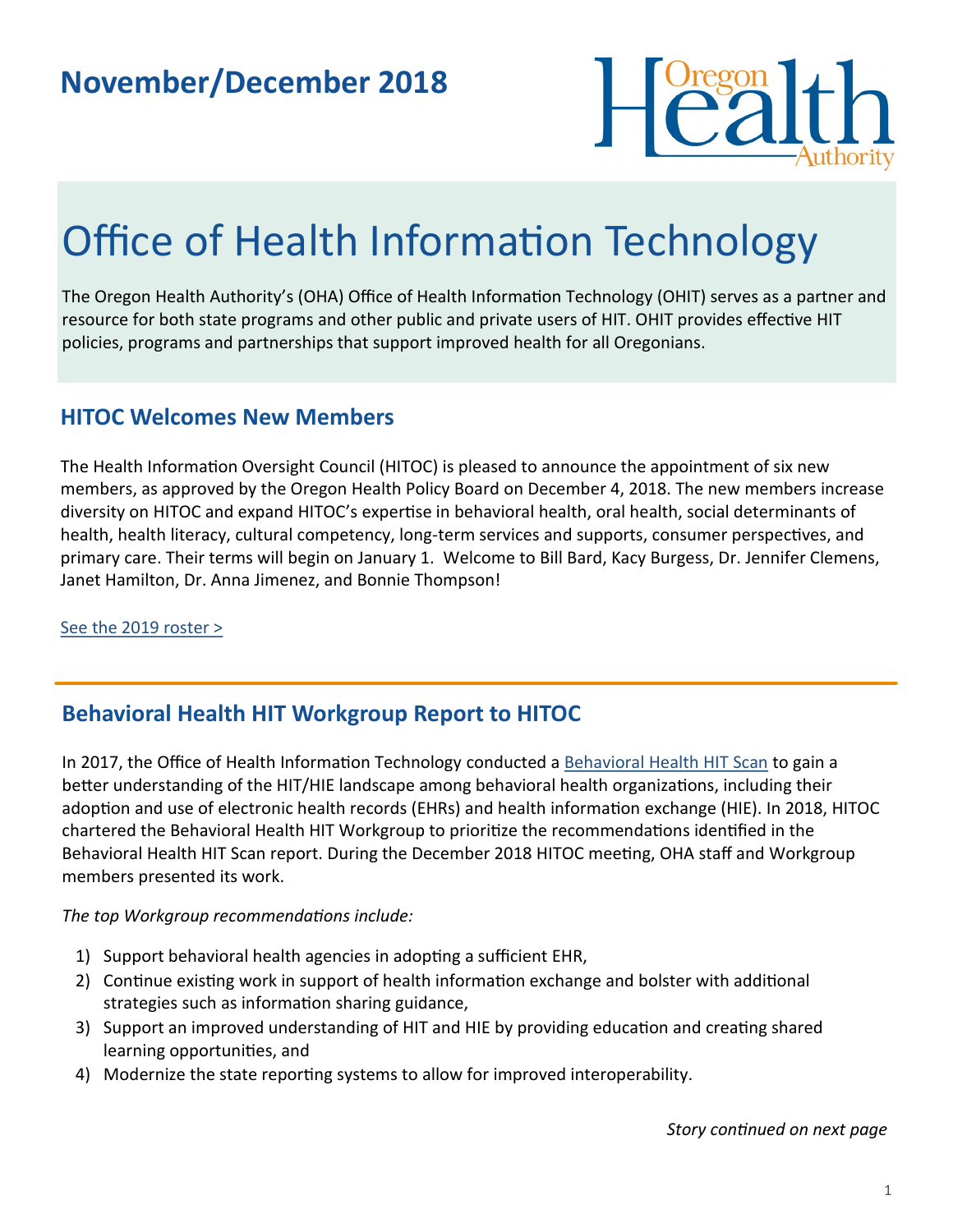## November/December 2018

Oregon Health Authority

# Office of Health Information Technology

The Oregon Health Authority's (OHA) Office of Health Information Technology (OHIT) serves as a partner and resource for both state programs and other public and private users of HIT. OHIT provides effective HIT policies, programs and partnerships that support improved health for all Oregonians.

## HITOC Welcomes New Members

The Health Information Oversight Council (HITOC) is pleased to announce the appointment of six new members, as approved by the Oregon Health Policy Board on December 4, 2018. The new members increase diversity on HITOC and expand HITOC's expertise in behavioral health, oral health, social determinants of health, health literacy, cultural competency, long-term services and supports, consumer perspectives, and primary care. Their terms will begin on January 1. Welcome to Bill Bard, Kacy Burgess, Dr. Jennifer Clemens, Janet Hamilton, Dr. Anna Jimenez, and Bonnie Thompson!

See the 2019 roster >

---

## Behavioral Health HIT Workgroup Report to HITOC

In 2017, the Office of Health Information Technology conducted a Behavioral Health HIT Scan to gain a better understanding of the HIT/HIE landscape among behavioral health organizations, including their adoption and use of electronic health records (EHRs) and health information exchange (HIE). In 2018, HITOC chartered the Behavioral Health HIT Workgroup to prioritize the recommendations identified in the Behavioral Health HIT Scan report. During the December 2018 HITOC meeting, OHA staff and Workgroup members presented its work.

*The top Workgroup recommendations include:*

1) Support behavioral health agencies in adopting a sufficient EHR,
2) Continue existing work in support of health information exchange and bolster with additional strategies such as information sharing guidance,
3) Support an improved understanding of HIT and HIE by providing education and creating shared learning opportunities, and
4) Modernize the state reporting systems to allow for improved interoperability.

*Story continued on next page*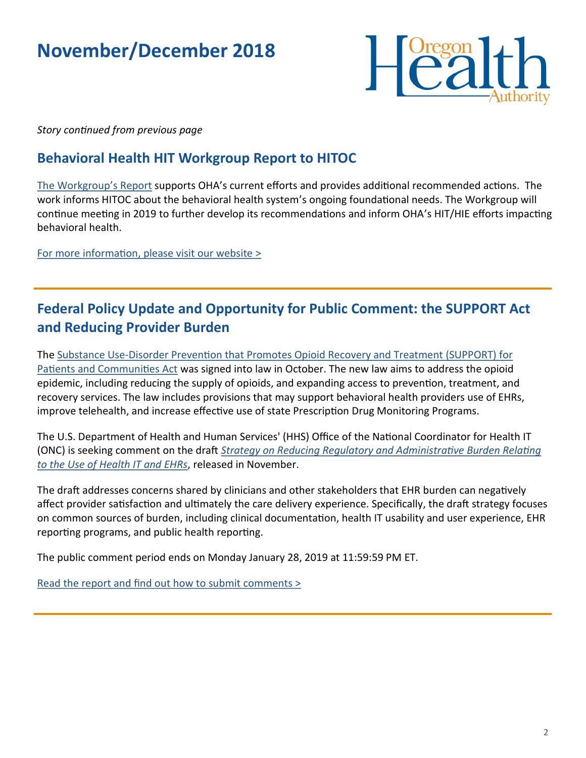# November/December 2018

*Story continued from previous page*

## Behavioral Health HIT Workgroup Report to HITOC

The Workgroup's Report supports OHA's current efforts and provides additional recommended actions. The work informs HITOC about the behavioral health system's ongoing foundational needs. The Workgroup will continue meeting in 2019 to further develop its recommendations and inform OHA's HIT/HIE efforts impacting behavioral health.

For more information, please visit our website >

---

## Federal Policy Update and Opportunity for Public Comment: the SUPPORT Act and Reducing Provider Burden

The Substance Use-Disorder Prevention that Promotes Opioid Recovery and Treatment (SUPPORT) for Patients and Communities Act was signed into law in October. The new law aims to address the opioid epidemic, including reducing the supply of opioids, and expanding access to prevention, treatment, and recovery services. The law includes provisions that may support behavioral health providers use of EHRs, improve telehealth, and increase effective use of state Prescription Drug Monitoring Programs.

The U.S. Department of Health and Human Services' (HHS) Office of the National Coordinator for Health IT (ONC) is seeking comment on the draft *Strategy on Reducing Regulatory and Administrative Burden Relating to the Use of Health IT and EHRs*, released in November.

The draft addresses concerns shared by clinicians and other stakeholders that EHR burden can negatively affect provider satisfaction and ultimately the care delivery experience. Specifically, the draft strategy focuses on common sources of burden, including clinical documentation, health IT usability and user experience, EHR reporting programs, and public health reporting.

The public comment period ends on Monday January 28, 2019 at 11:59:59 PM ET.

Read the report and find out how to submit comments >

---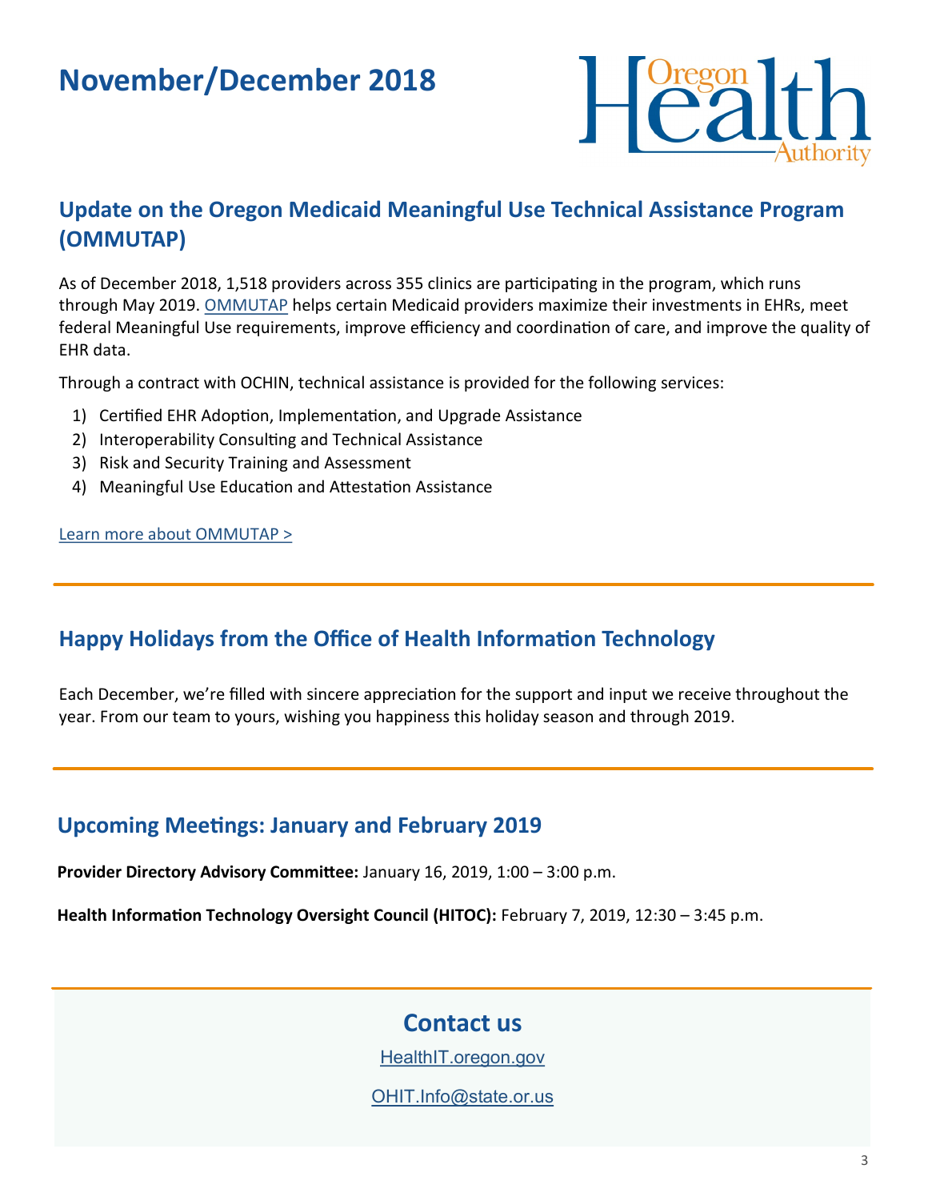# November/December 2018

## Update on the Oregon Medicaid Meaningful Use Technical Assistance Program (OMMUTAP)

As of December 2018, 1,518 providers across 355 clinics are participating in the program, which runs through May 2019. OMMUTAP helps certain Medicaid providers maximize their investments in EHRs, meet federal Meaningful Use requirements, improve efficiency and coordination of care, and improve the quality of EHR data.

Through a contract with OCHIN, technical assistance is provided for the following services:

1) Certified EHR Adoption, Implementation, and Upgrade Assistance
2) Interoperability Consulting and Technical Assistance
3) Risk and Security Training and Assessment
4) Meaningful Use Education and Attestation Assistance

Learn more about OMMUTAP >

## Happy Holidays from the Office of Health Information Technology

Each December, we're filled with sincere appreciation for the support and input we receive throughout the year. From our team to yours, wishing you happiness this holiday season and through 2019.

## Upcoming Meetings: January and February 2019

**Provider Directory Advisory Committee:** January 16, 2019, 1:00 – 3:00 p.m.

**Health Information Technology Oversight Council (HITOC):** February 7, 2019, 12:30 – 3:45 p.m.

## Contact us

HealthIT.oregon.gov

OHIT.Info@state.or.us